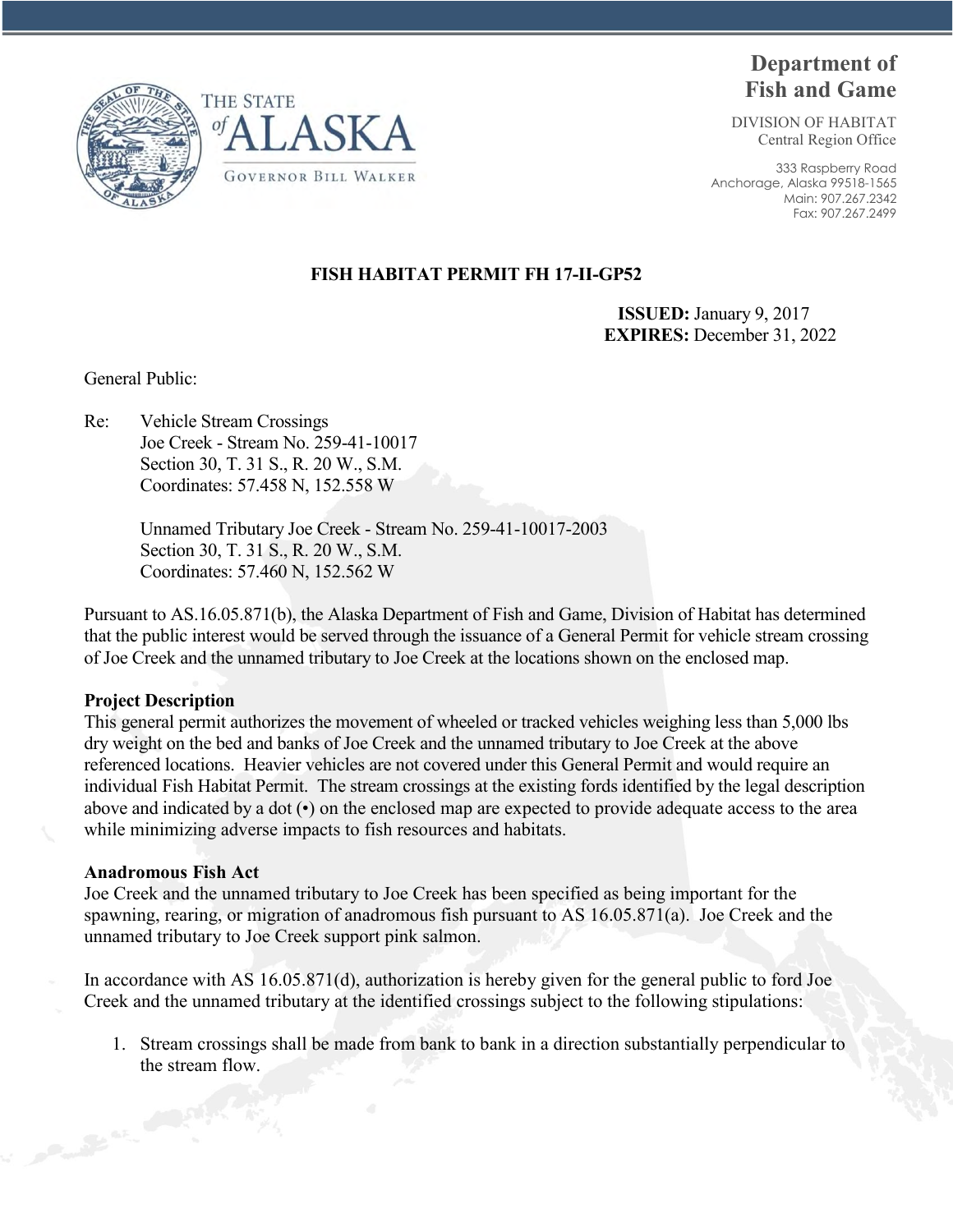# Department of Fish and Game

DIVISION OF HABITAT
Central Region Office

333 Raspberry Road
Anchorage, Alaska 99518-1565
Main: 907.267.2342
Fax: 907.267.2499

THE STATE of ALASKA
GOVERNOR BILL WALKER

**FISH HABITAT PERMIT FH 17-II-GP52**

**ISSUED:** January 9, 2017
**EXPIRES:** December 31, 2022

General Public:

Re: Vehicle Stream Crossings
Joe Creek - Stream No. 259-41-10017
Section 30, T. 31 S., R. 20 W., S.M.
Coordinates: 57.458 N, 152.558 W

Unnamed Tributary Joe Creek - Stream No. 259-41-10017-2003
Section 30, T. 31 S., R. 20 W., S.M.
Coordinates: 57.460 N, 152.562 W

Pursuant to AS.16.05.871(b), the Alaska Department of Fish and Game, Division of Habitat has determined that the public interest would be served through the issuance of a General Permit for vehicle stream crossing of Joe Creek and the unnamed tributary to Joe Creek at the locations shown on the enclosed map.

**Project Description**
This general permit authorizes the movement of wheeled or tracked vehicles weighing less than 5,000 lbs dry weight on the bed and banks of Joe Creek and the unnamed tributary to Joe Creek at the above referenced locations. Heavier vehicles are not covered under this General Permit and would require an individual Fish Habitat Permit. The stream crossings at the existing fords identified by the legal description above and indicated by a dot (•) on the enclosed map are expected to provide adequate access to the area while minimizing adverse impacts to fish resources and habitats.

**Anadromous Fish Act**
Joe Creek and the unnamed tributary to Joe Creek has been specified as being important for the spawning, rearing, or migration of anadromous fish pursuant to AS 16.05.871(a). Joe Creek and the unnamed tributary to Joe Creek support pink salmon.

In accordance with AS 16.05.871(d), authorization is hereby given for the general public to ford Joe Creek and the unnamed tributary at the identified crossings subject to the following stipulations:

1. Stream crossings shall be made from bank to bank in a direction substantially perpendicular to the stream flow.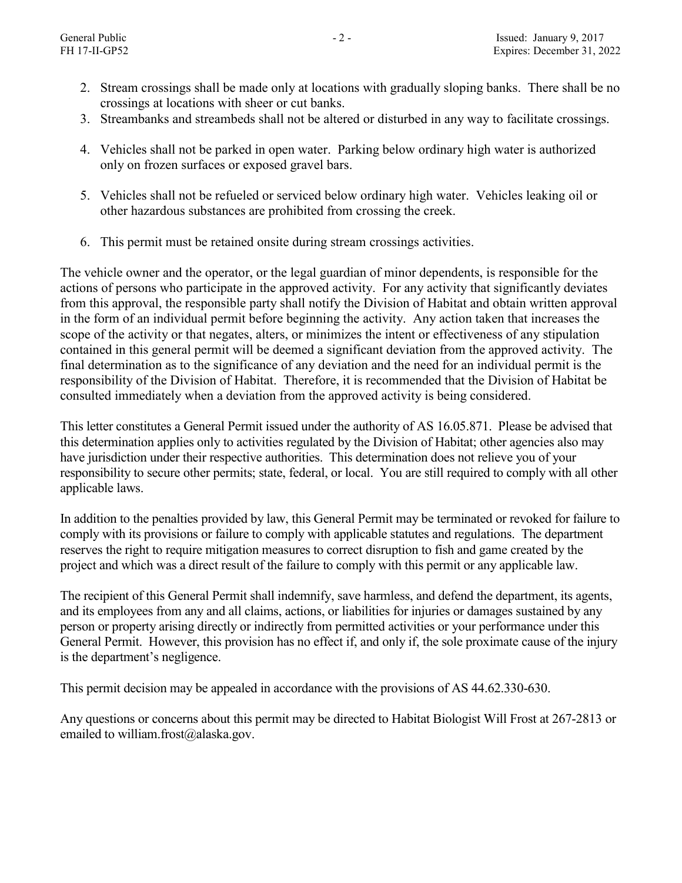2. Stream crossings shall be made only at locations with gradually sloping banks. There shall be no crossings at locations with sheer or cut banks.
3. Streambanks and streambeds shall not be altered or disturbed in any way to facilitate crossings.
4. Vehicles shall not be parked in open water. Parking below ordinary high water is authorized only on frozen surfaces or exposed gravel bars.
5. Vehicles shall not be refueled or serviced below ordinary high water. Vehicles leaking oil or other hazardous substances are prohibited from crossing the creek.
6. This permit must be retained onsite during stream crossings activities.

The vehicle owner and the operator, or the legal guardian of minor dependents, is responsible for the actions of persons who participate in the approved activity. For any activity that significantly deviates from this approval, the responsible party shall notify the Division of Habitat and obtain written approval in the form of an individual permit before beginning the activity. Any action taken that increases the scope of the activity or that negates, alters, or minimizes the intent or effectiveness of any stipulation contained in this general permit will be deemed a significant deviation from the approved activity. The final determination as to the significance of any deviation and the need for an individual permit is the responsibility of the Division of Habitat. Therefore, it is recommended that the Division of Habitat be consulted immediately when a deviation from the approved activity is being considered.

This letter constitutes a General Permit issued under the authority of AS 16.05.871. Please be advised that this determination applies only to activities regulated by the Division of Habitat; other agencies also may have jurisdiction under their respective authorities. This determination does not relieve you of your responsibility to secure other permits; state, federal, or local. You are still required to comply with all other applicable laws.

In addition to the penalties provided by law, this General Permit may be terminated or revoked for failure to comply with its provisions or failure to comply with applicable statutes and regulations. The department reserves the right to require mitigation measures to correct disruption to fish and game created by the project and which was a direct result of the failure to comply with this permit or any applicable law.

The recipient of this General Permit shall indemnify, save harmless, and defend the department, its agents, and its employees from any and all claims, actions, or liabilities for injuries or damages sustained by any person or property arising directly or indirectly from permitted activities or your performance under this General Permit. However, this provision has no effect if, and only if, the sole proximate cause of the injury is the department's negligence.

This permit decision may be appealed in accordance with the provisions of AS 44.62.330-630.

Any questions or concerns about this permit may be directed to Habitat Biologist Will Frost at 267-2813 or emailed to william.frost@alaska.gov.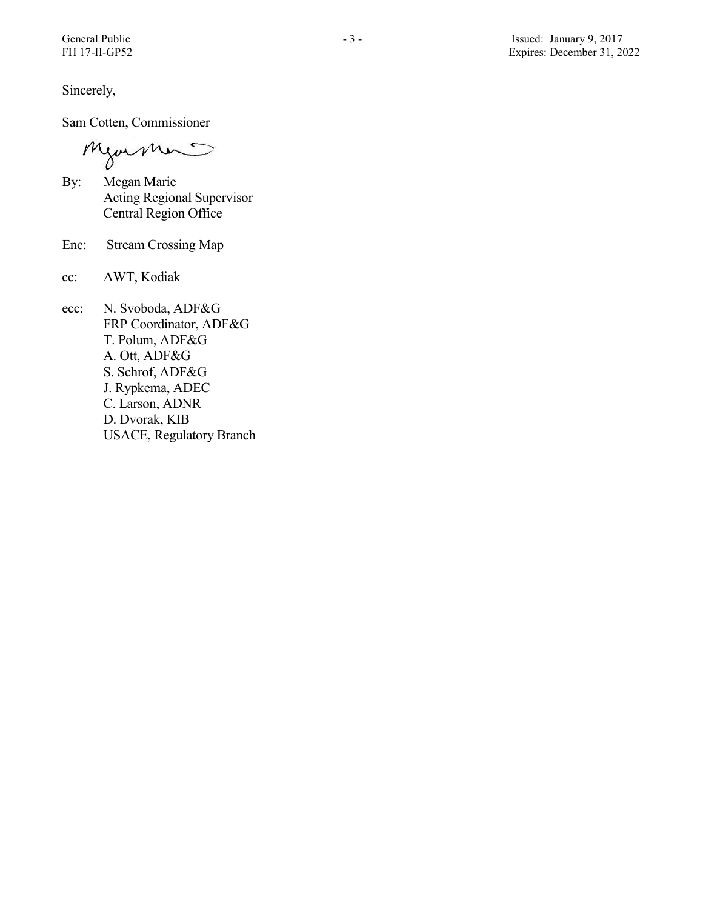Sincerely,

Sam Cotten, Commissioner

By: Megan Marie
Acting Regional Supervisor
Central Region Office

Enc: Stream Crossing Map

cc: AWT, Kodiak

ecc: N. Svoboda, ADF&G
FRP Coordinator, ADF&G
T. Polum, ADF&G
A. Ott, ADF&G
S. Schrof, ADF&G
J. Rypkema, ADEC
C. Larson, ADNR
D. Dvorak, KIB
USACE, Regulatory Branch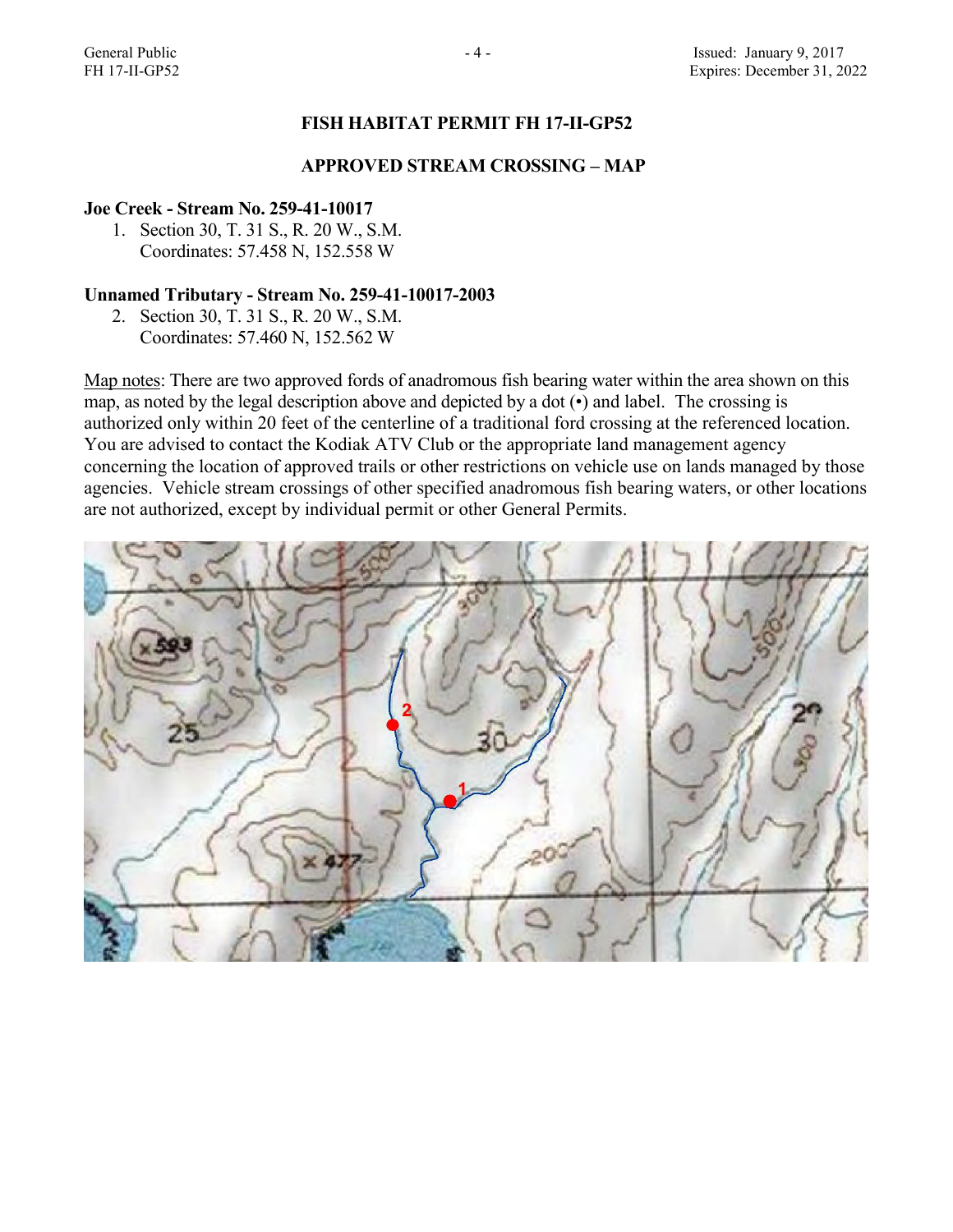## FISH HABITAT PERMIT FH 17-II-GP52

### APPROVED STREAM CROSSING – MAP

**Joe Creek - Stream No. 259-41-10017**

1. Section 30, T. 31 S., R. 20 W., S.M.
   Coordinates: 57.458 N, 152.558 W

**Unnamed Tributary - Stream No. 259-41-10017-2003**

2. Section 30, T. 31 S., R. 20 W., S.M.
   Coordinates: 57.460 N, 152.562 W

Map notes: There are two approved fords of anadromous fish bearing water within the area shown on this map, as noted by the legal description above and depicted by a dot (•) and label. The crossing is authorized only within 20 feet of the centerline of a traditional ford crossing at the referenced location. You are advised to contact the Kodiak ATV Club or the appropriate land management agency concerning the location of approved trails or other restrictions on vehicle use on lands managed by those agencies. Vehicle stream crossings of other specified anadromous fish bearing waters, or other locations are not authorized, except by individual permit or other General Permits.

x 593
25
500
300
2
30
1
29
500
300
x 477
200